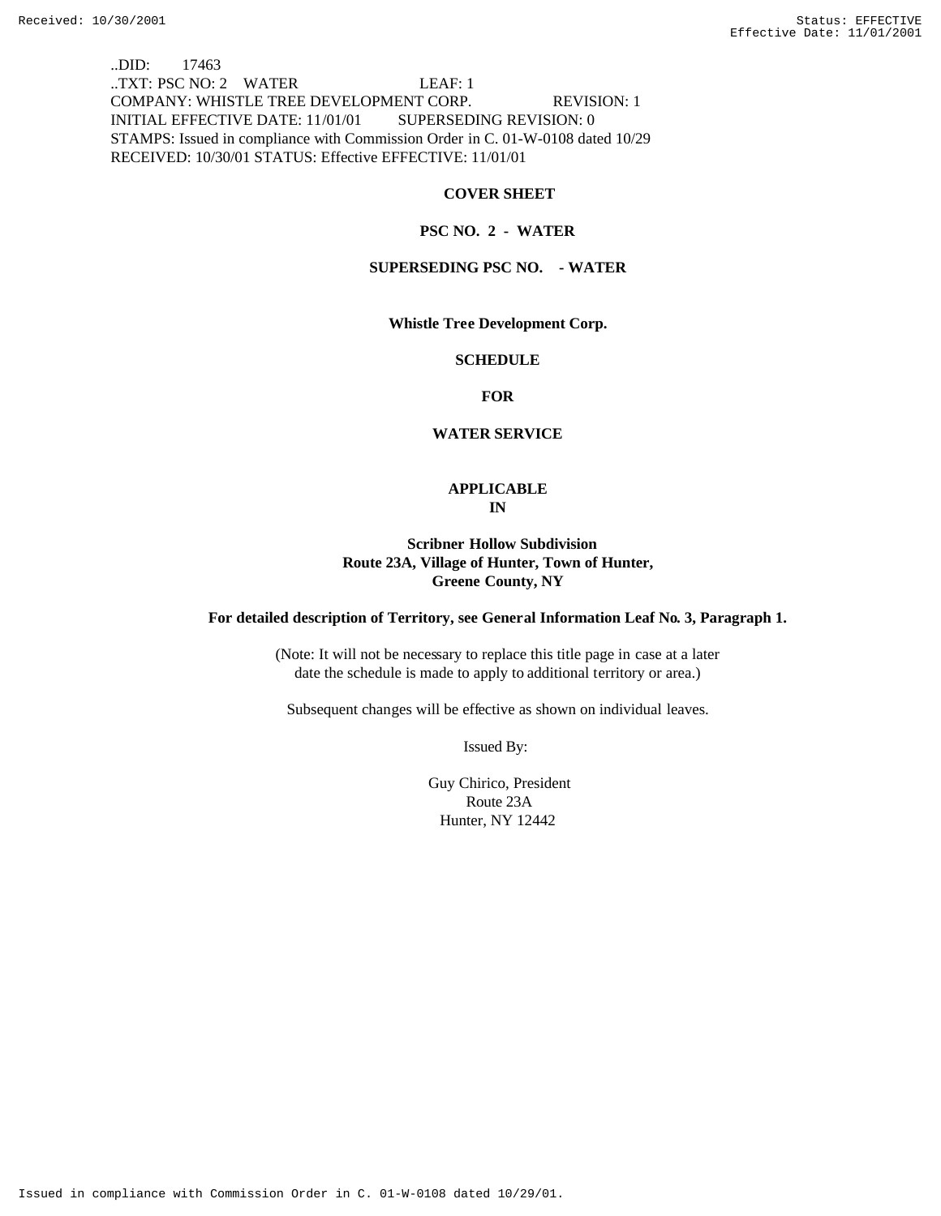..DID: 17463
..TXT: PSC NO: 2 WATER LEAF: 1
COMPANY: WHISTLE TREE DEVELOPMENT CORP. REVISION: 1
INITIAL EFFECTIVE DATE: 11/01/01 SUPERSEDING REVISION: 0
STAMPS: Issued in compliance with Commission Order in C. 01-W-0108 dated 10/29
RECEIVED: 10/30/01 STATUS: Effective EFFECTIVE: 11/01/01

**COVER SHEET**

**PSC NO. 2 - WATER**

**SUPERSEDING PSC NO. - WATER**

**Whistle Tree Development Corp.**

**SCHEDULE**

**FOR**

**WATER SERVICE**

**APPLICABLE**
**IN**

**Scribner Hollow Subdivision**
**Route 23A, Village of Hunter, Town of Hunter,**
**Greene County, NY**

**For detailed description of Territory, see General Information Leaf No. 3, Paragraph 1.**

(Note: It will not be necessary to replace this title page in case at a later date the schedule is made to apply to additional territory or area.)

Subsequent changes will be effective as shown on individual leaves.

Issued By:

Guy Chirico, President
Route 23A
Hunter, NY 12442

Issued in compliance with Commission Order in C. 01-W-0108 dated 10/29/01.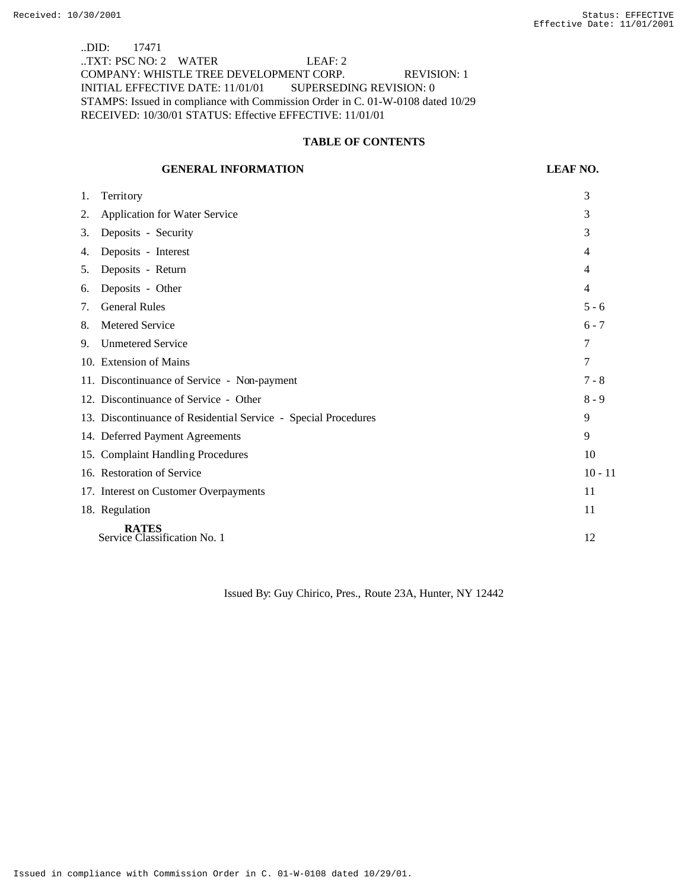..DID: 17471
..TXT: PSC NO: 2 WATER LEAF: 2
COMPANY: WHISTLE TREE DEVELOPMENT CORP. REVISION: 1
INITIAL EFFECTIVE DATE: 11/01/01 SUPERSEDING REVISION: 0
STAMPS: Issued in compliance with Commission Order in C. 01-W-0108 dated 10/29
RECEIVED: 10/30/01 STATUS: Effective EFFECTIVE: 11/01/01

## TABLE OF CONTENTS

| GENERAL INFORMATION | LEAF NO. |
|---|---|
| 1. Territory | 3 |
| 2. Application for Water Service | 3 |
| 3. Deposits - Security | 3 |
| 4. Deposits - Interest | 4 |
| 5. Deposits - Return | 4 |
| 6. Deposits - Other | 4 |
| 7. General Rules | 5 - 6 |
| 8. Metered Service | 6 - 7 |
| 9. Unmetered Service | 7 |
| 10. Extension of Mains | 7 |
| 11. Discontinuance of Service - Non-payment | 7 - 8 |
| 12. Discontinuance of Service - Other | 8 - 9 |
| 13. Discontinuance of Residential Service - Special Procedures | 9 |
| 14. Deferred Payment Agreements | 9 |
| 15. Complaint Handling Procedures | 10 |
| 16. Restoration of Service | 10 - 11 |
| 17. Interest on Customer Overpayments | 11 |
| 18. Regulation | 11 |
| **RATES** | |
| Service Classification No. 1 | 12 |

Issued By: Guy Chirico, Pres., Route 23A, Hunter, NY 12442

Issued in compliance with Commission Order in C. 01-W-0108 dated 10/29/01.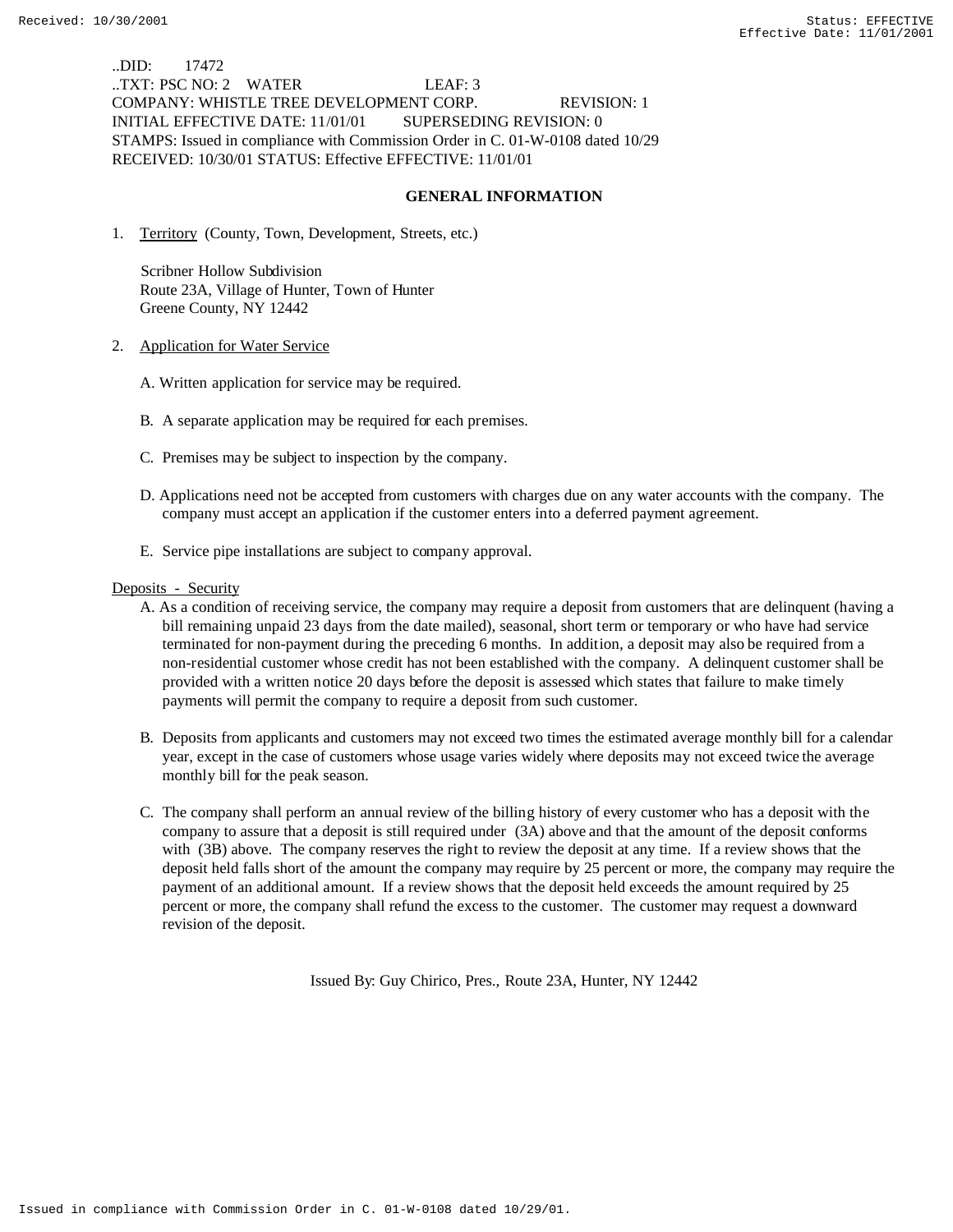..DID: 17472
..TXT: PSC NO: 2 WATER LEAF: 3
COMPANY: WHISTLE TREE DEVELOPMENT CORP. REVISION: 1
INITIAL EFFECTIVE DATE: 11/01/01 SUPERSEDING REVISION: 0
STAMPS: Issued in compliance with Commission Order in C. 01-W-0108 dated 10/29
RECEIVED: 10/30/01 STATUS: Effective EFFECTIVE: 11/01/01

## GENERAL INFORMATION

1. Territory (County, Town, Development, Streets, etc.)

   Scribner Hollow Subdivision
   Route 23A, Village of Hunter, Town of Hunter
   Greene County, NY 12442

2. Application for Water Service

   A. Written application for service may be required.

   B. A separate application may be required for each premises.

   C. Premises may be subject to inspection by the company.

   D. Applications need not be accepted from customers with charges due on any water accounts with the company. The company must accept an application if the customer enters into a deferred payment agreement.

   E. Service pipe installations are subject to company approval.

Deposits - Security

A. As a condition of receiving service, the company may require a deposit from customers that are delinquent (having a bill remaining unpaid 23 days from the date mailed), seasonal, short term or temporary or who have had service terminated for non-payment during the preceding 6 months. In addition, a deposit may also be required from a non-residential customer whose credit has not been established with the company. A delinquent customer shall be provided with a written notice 20 days before the deposit is assessed which states that failure to make timely payments will permit the company to require a deposit from such customer.

B. Deposits from applicants and customers may not exceed two times the estimated average monthly bill for a calendar year, except in the case of customers whose usage varies widely where deposits may not exceed twice the average monthly bill for the peak season.

C. The company shall perform an annual review of the billing history of every customer who has a deposit with the company to assure that a deposit is still required under (3A) above and that the amount of the deposit conforms with (3B) above. The company reserves the right to review the deposit at any time. If a review shows that the deposit held falls short of the amount the company may require by 25 percent or more, the company may require the payment of an additional amount. If a review shows that the deposit held exceeds the amount required by 25 percent or more, the company shall refund the excess to the customer. The customer may request a downward revision of the deposit.

Issued By: Guy Chirico, Pres., Route 23A, Hunter, NY 12442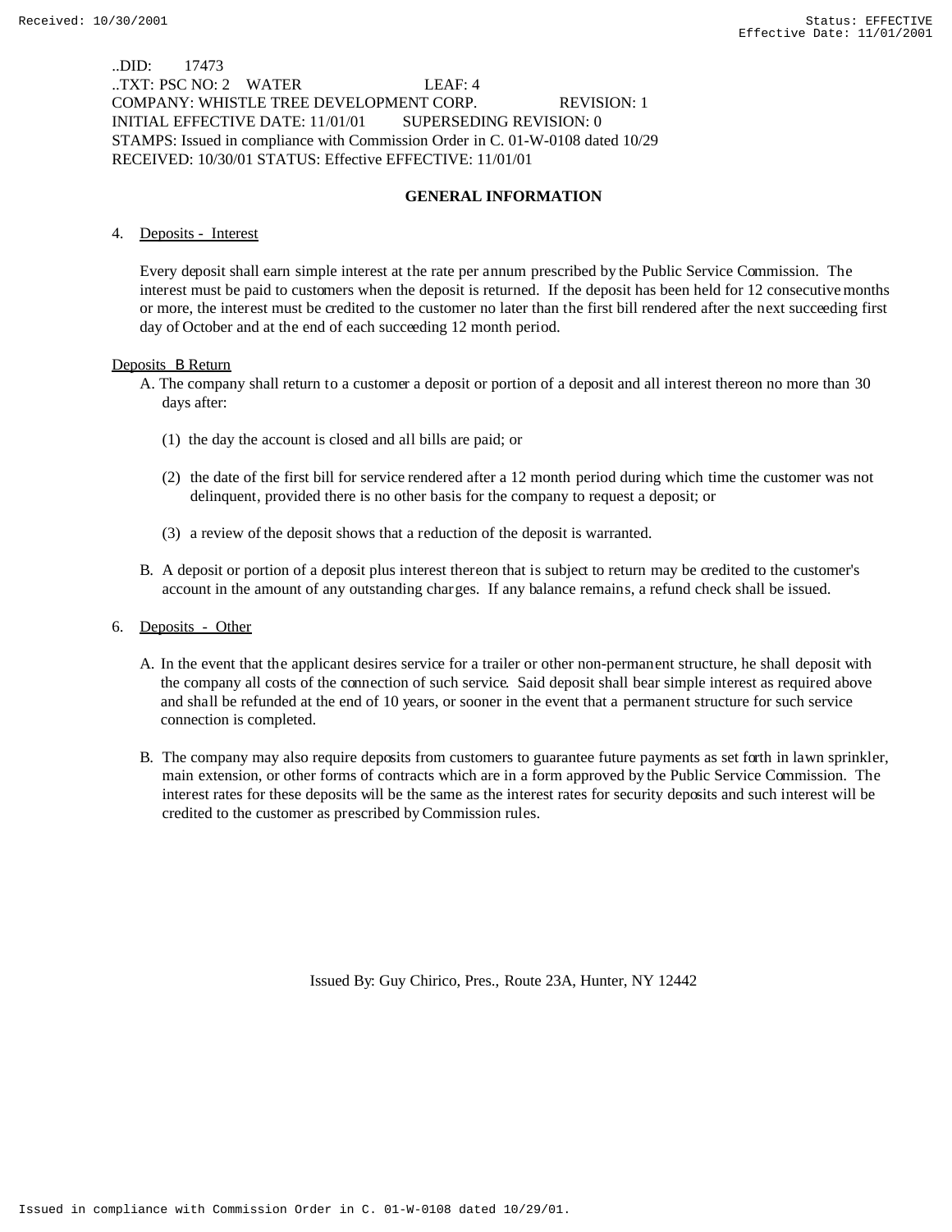..DID: 17473
..TXT: PSC NO: 2 WATER LEAF: 4
COMPANY: WHISTLE TREE DEVELOPMENT CORP. REVISION: 1
INITIAL EFFECTIVE DATE: 11/01/01 SUPERSEDING REVISION: 0
STAMPS: Issued in compliance with Commission Order in C. 01-W-0108 dated 10/29
RECEIVED: 10/30/01 STATUS: Effective EFFECTIVE: 11/01/01

## GENERAL INFORMATION

4. Deposits - Interest

Every deposit shall earn simple interest at the rate per annum prescribed by the Public Service Commission. The interest must be paid to customers when the deposit is returned. If the deposit has been held for 12 consecutive months or more, the interest must be credited to the customer no later than the first bill rendered after the next succeeding first day of October and at the end of each succeeding 12 month period.

Deposits B Return

A. The company shall return to a customer a deposit or portion of a deposit and all interest thereon no more than 30 days after:

(1) the day the account is closed and all bills are paid; or

(2) the date of the first bill for service rendered after a 12 month period during which time the customer was not delinquent, provided there is no other basis for the company to request a deposit; or

(3) a review of the deposit shows that a reduction of the deposit is warranted.

B. A deposit or portion of a deposit plus interest thereon that is subject to return may be credited to the customer's account in the amount of any outstanding charges. If any balance remains, a refund check shall be issued.

6. Deposits - Other

A. In the event that the applicant desires service for a trailer or other non-permanent structure, he shall deposit with the company all costs of the connection of such service. Said deposit shall bear simple interest as required above and shall be refunded at the end of 10 years, or sooner in the event that a permanent structure for such service connection is completed.

B. The company may also require deposits from customers to guarantee future payments as set forth in lawn sprinkler, main extension, or other forms of contracts which are in a form approved by the Public Service Commission. The interest rates for these deposits will be the same as the interest rates for security deposits and such interest will be credited to the customer as prescribed by Commission rules.

Issued By: Guy Chirico, Pres., Route 23A, Hunter, NY 12442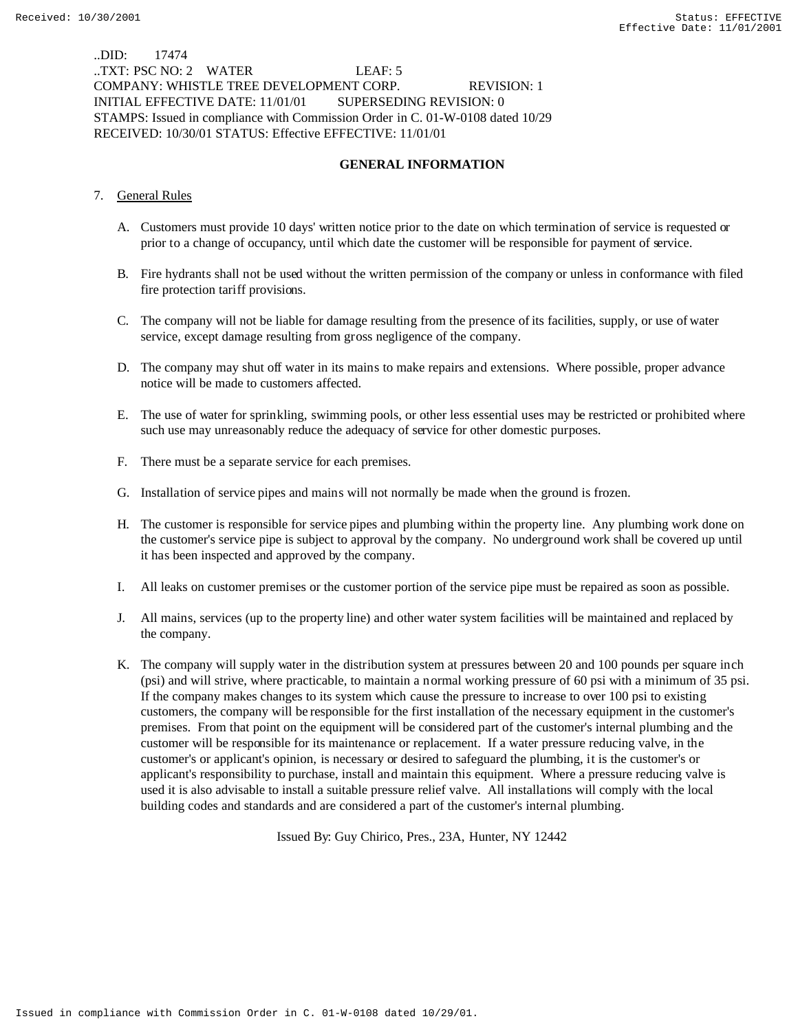..DID: 17474
..TXT: PSC NO: 2 WATER LEAF: 5
COMPANY: WHISTLE TREE DEVELOPMENT CORP. REVISION: 1
INITIAL EFFECTIVE DATE: 11/01/01 SUPERSEDING REVISION: 0
STAMPS: Issued in compliance with Commission Order in C. 01-W-0108 dated 10/29
RECEIVED: 10/30/01 STATUS: Effective EFFECTIVE: 11/01/01

## GENERAL INFORMATION

7. General Rules

   A. Customers must provide 10 days' written notice prior to the date on which termination of service is requested or prior to a change of occupancy, until which date the customer will be responsible for payment of service.

   B. Fire hydrants shall not be used without the written permission of the company or unless in conformance with filed fire protection tariff provisions.

   C. The company will not be liable for damage resulting from the presence of its facilities, supply, or use of water service, except damage resulting from gross negligence of the company.

   D. The company may shut off water in its mains to make repairs and extensions. Where possible, proper advance notice will be made to customers affected.

   E. The use of water for sprinkling, swimming pools, or other less essential uses may be restricted or prohibited where such use may unreasonably reduce the adequacy of service for other domestic purposes.

   F. There must be a separate service for each premises.

   G. Installation of service pipes and mains will not normally be made when the ground is frozen.

   H. The customer is responsible for service pipes and plumbing within the property line. Any plumbing work done on the customer's service pipe is subject to approval by the company. No underground work shall be covered up until it has been inspected and approved by the company.

   I. All leaks on customer premises or the customer portion of the service pipe must be repaired as soon as possible.

   J. All mains, services (up to the property line) and other water system facilities will be maintained and replaced by the company.

   K. The company will supply water in the distribution system at pressures between 20 and 100 pounds per square inch (psi) and will strive, where practicable, to maintain a normal working pressure of 60 psi with a minimum of 35 psi. If the company makes changes to its system which cause the pressure to increase to over 100 psi to existing customers, the company will be responsible for the first installation of the necessary equipment in the customer's premises. From that point on the equipment will be considered part of the customer's internal plumbing and the customer will be responsible for its maintenance or replacement. If a water pressure reducing valve, in the customer's or applicant's opinion, is necessary or desired to safeguard the plumbing, it is the customer's or applicant's responsibility to purchase, install and maintain this equipment. Where a pressure reducing valve is used it is also advisable to install a suitable pressure relief valve. All installations will comply with the local building codes and standards and are considered a part of the customer's internal plumbing.

Issued By: Guy Chirico, Pres., 23A, Hunter, NY 12442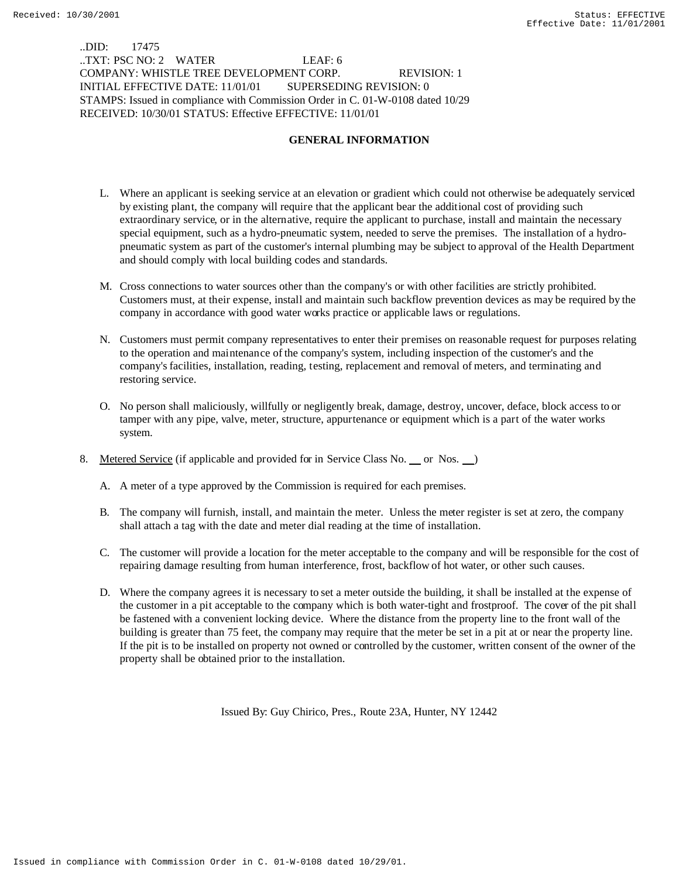..DID: 17475
..TXT: PSC NO: 2 WATER LEAF: 6
COMPANY: WHISTLE TREE DEVELOPMENT CORP. REVISION: 1
INITIAL EFFECTIVE DATE: 11/01/01 SUPERSEDING REVISION: 0
STAMPS: Issued in compliance with Commission Order in C. 01-W-0108 dated 10/29
RECEIVED: 10/30/01 STATUS: Effective EFFECTIVE: 11/01/01

## GENERAL INFORMATION

L. Where an applicant is seeking service at an elevation or gradient which could not otherwise be adequately serviced by existing plant, the company will require that the applicant bear the additional cost of providing such extraordinary service, or in the alternative, require the applicant to purchase, install and maintain the necessary special equipment, such as a hydro-pneumatic system, needed to serve the premises. The installation of a hydro-pneumatic system as part of the customer's internal plumbing may be subject to approval of the Health Department and should comply with local building codes and standards.

M. Cross connections to water sources other than the company's or with other facilities are strictly prohibited. Customers must, at their expense, install and maintain such backflow prevention devices as may be required by the company in accordance with good water works practice or applicable laws or regulations.

N. Customers must permit company representatives to enter their premises on reasonable request for purposes relating to the operation and maintenance of the company's system, including inspection of the customer's and the company's facilities, installation, reading, testing, replacement and removal of meters, and terminating and restoring service.

O. No person shall maliciously, willfully or negligently break, damage, destroy, uncover, deface, block access to or tamper with any pipe, valve, meter, structure, appurtenance or equipment which is a part of the water works system.

8. Metered Service (if applicable and provided for in Service Class No. __ or Nos. __)

   A. A meter of a type approved by the Commission is required for each premises.

   B. The company will furnish, install, and maintain the meter. Unless the meter register is set at zero, the company shall attach a tag with the date and meter dial reading at the time of installation.

   C. The customer will provide a location for the meter acceptable to the company and will be responsible for the cost of repairing damage resulting from human interference, frost, backflow of hot water, or other such causes.

   D. Where the company agrees it is necessary to set a meter outside the building, it shall be installed at the expense of the customer in a pit acceptable to the company which is both water-tight and frostproof. The cover of the pit shall be fastened with a convenient locking device. Where the distance from the property line to the front wall of the building is greater than 75 feet, the company may require that the meter be set in a pit at or near the property line. If the pit is to be installed on property not owned or controlled by the customer, written consent of the owner of the property shall be obtained prior to the installation.

Issued By: Guy Chirico, Pres., Route 23A, Hunter, NY 12442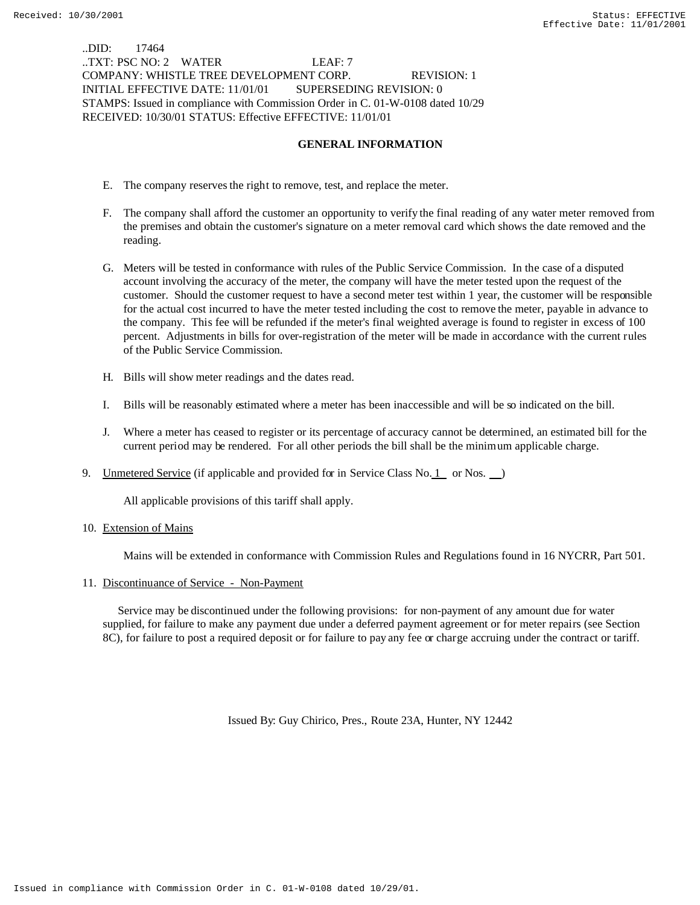..DID: 17464
..TXT: PSC NO: 2 WATER LEAF: 7
COMPANY: WHISTLE TREE DEVELOPMENT CORP. REVISION: 1
INITIAL EFFECTIVE DATE: 11/01/01 SUPERSEDING REVISION: 0
STAMPS: Issued in compliance with Commission Order in C. 01-W-0108 dated 10/29
RECEIVED: 10/30/01 STATUS: Effective EFFECTIVE: 11/01/01

## GENERAL INFORMATION

E. The company reserves the right to remove, test, and replace the meter.

F. The company shall afford the customer an opportunity to verify the final reading of any water meter removed from the premises and obtain the customer's signature on a meter removal card which shows the date removed and the reading.

G. Meters will be tested in conformance with rules of the Public Service Commission. In the case of a disputed account involving the accuracy of the meter, the company will have the meter tested upon the request of the customer. Should the customer request to have a second meter test within 1 year, the customer will be responsible for the actual cost incurred to have the meter tested including the cost to remove the meter, payable in advance to the company. This fee will be refunded if the meter's final weighted average is found to register in excess of 100 percent. Adjustments in bills for over-registration of the meter will be made in accordance with the current rules of the Public Service Commission.

H. Bills will show meter readings and the dates read.

I. Bills will be reasonably estimated where a meter has been inaccessible and will be so indicated on the bill.

J. Where a meter has ceased to register or its percentage of accuracy cannot be determined, an estimated bill for the current period may be rendered. For all other periods the bill shall be the minimum applicable charge.

9. Unmetered Service (if applicable and provided for in Service Class No. 1 or Nos. __)

   All applicable provisions of this tariff shall apply.

10. Extension of Mains

    Mains will be extended in conformance with Commission Rules and Regulations found in 16 NYCRR, Part 501.

11. Discontinuance of Service - Non-Payment

    Service may be discontinued under the following provisions: for non-payment of any amount due for water supplied, for failure to make any payment due under a deferred payment agreement or for meter repairs (see Section 8C), for failure to post a required deposit or for failure to pay any fee or charge accruing under the contract or tariff.

Issued By: Guy Chirico, Pres., Route 23A, Hunter, NY 12442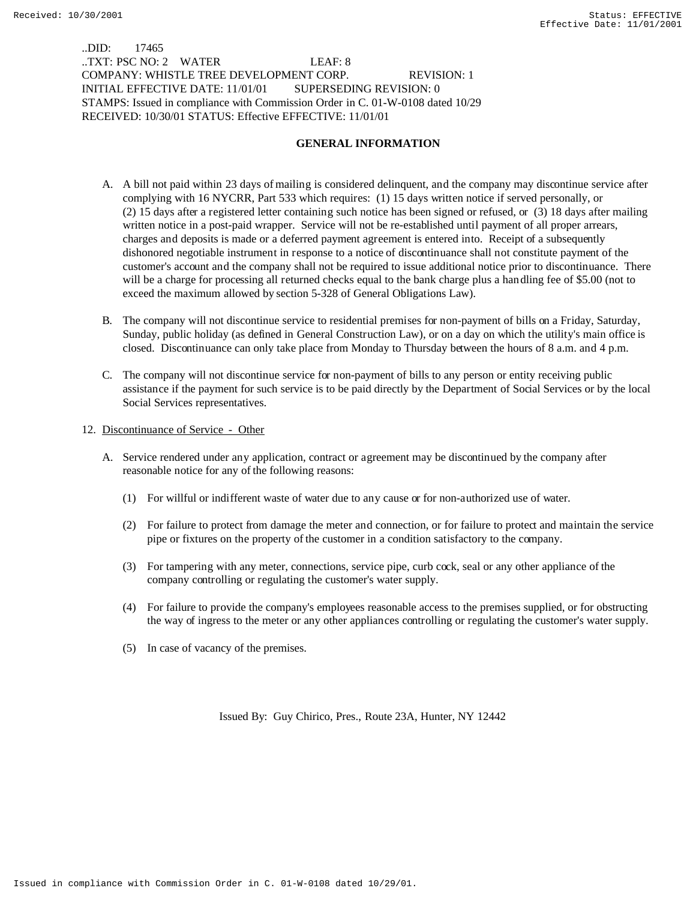..DID: 17465
..TXT: PSC NO: 2 WATER LEAF: 8
COMPANY: WHISTLE TREE DEVELOPMENT CORP. REVISION: 1
INITIAL EFFECTIVE DATE: 11/01/01 SUPERSEDING REVISION: 0
STAMPS: Issued in compliance with Commission Order in C. 01-W-0108 dated 10/29
RECEIVED: 10/30/01 STATUS: Effective EFFECTIVE: 11/01/01

## GENERAL INFORMATION

A. A bill not paid within 23 days of mailing is considered delinquent, and the company may discontinue service after complying with 16 NYCRR, Part 533 which requires: (1) 15 days written notice if served personally, or (2) 15 days after a registered letter containing such notice has been signed or refused, or (3) 18 days after mailing written notice in a post-paid wrapper. Service will not be re-established until payment of all proper arrears, charges and deposits is made or a deferred payment agreement is entered into. Receipt of a subsequently dishonored negotiable instrument in response to a notice of discontinuance shall not constitute payment of the customer's account and the company shall not be required to issue additional notice prior to discontinuance. There will be a charge for processing all returned checks equal to the bank charge plus a handling fee of $5.00 (not to exceed the maximum allowed by section 5-328 of General Obligations Law).

B. The company will not discontinue service to residential premises for non-payment of bills on a Friday, Saturday, Sunday, public holiday (as defined in General Construction Law), or on a day on which the utility's main office is closed. Discontinuance can only take place from Monday to Thursday between the hours of 8 a.m. and 4 p.m.

C. The company will not discontinue service for non-payment of bills to any person or entity receiving public assistance if the payment for such service is to be paid directly by the Department of Social Services or by the local Social Services representatives.

12. Discontinuance of Service - Other

A. Service rendered under any application, contract or agreement may be discontinued by the company after reasonable notice for any of the following reasons:

(1) For willful or indifferent waste of water due to any cause or for non-authorized use of water.

(2) For failure to protect from damage the meter and connection, or for failure to protect and maintain the service pipe or fixtures on the property of the customer in a condition satisfactory to the company.

(3) For tampering with any meter, connections, service pipe, curb cock, seal or any other appliance of the company controlling or regulating the customer's water supply.

(4) For failure to provide the company's employees reasonable access to the premises supplied, or for obstructing the way of ingress to the meter or any other appliances controlling or regulating the customer's water supply.

(5) In case of vacancy of the premises.

Issued By: Guy Chirico, Pres., Route 23A, Hunter, NY 12442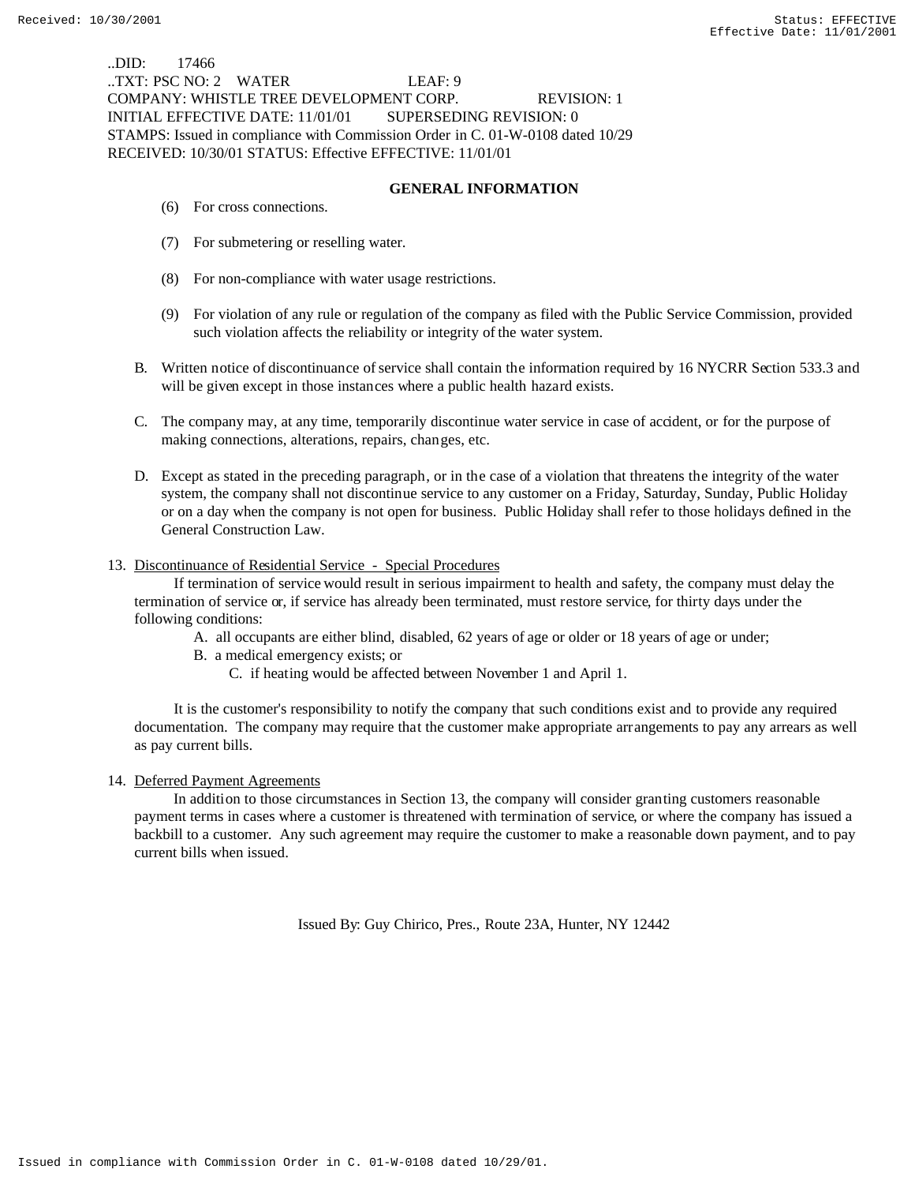..DID: 17466
..TXT: PSC NO: 2 WATER LEAF: 9
COMPANY: WHISTLE TREE DEVELOPMENT CORP. REVISION: 1
INITIAL EFFECTIVE DATE: 11/01/01 SUPERSEDING REVISION: 0
STAMPS: Issued in compliance with Commission Order in C. 01-W-0108 dated 10/29
RECEIVED: 10/30/01 STATUS: Effective EFFECTIVE: 11/01/01

**GENERAL INFORMATION**

(6) For cross connections.

(7) For submetering or reselling water.

(8) For non-compliance with water usage restrictions.

(9) For violation of any rule or regulation of the company as filed with the Public Service Commission, provided such violation affects the reliability or integrity of the water system.

B. Written notice of discontinuance of service shall contain the information required by 16 NYCRR Section 533.3 and will be given except in those instances where a public health hazard exists.

C. The company may, at any time, temporarily discontinue water service in case of accident, or for the purpose of making connections, alterations, repairs, changes, etc.

D. Except as stated in the preceding paragraph, or in the case of a violation that threatens the integrity of the water system, the company shall not discontinue service to any customer on a Friday, Saturday, Sunday, Public Holiday or on a day when the company is not open for business. Public Holiday shall refer to those holidays defined in the General Construction Law.

13. Discontinuance of Residential Service - Special Procedures

If termination of service would result in serious impairment to health and safety, the company must delay the termination of service or, if service has already been terminated, must restore service, for thirty days under the following conditions:

A. all occupants are either blind, disabled, 62 years of age or older or 18 years of age or under;
B. a medical emergency exists; or
C. if heating would be affected between November 1 and April 1.

It is the customer's responsibility to notify the company that such conditions exist and to provide any required documentation. The company may require that the customer make appropriate arrangements to pay any arrears as well as pay current bills.

14. Deferred Payment Agreements

In addition to those circumstances in Section 13, the company will consider granting customers reasonable payment terms in cases where a customer is threatened with termination of service, or where the company has issued a backbill to a customer. Any such agreement may require the customer to make a reasonable down payment, and to pay current bills when issued.

Issued By: Guy Chirico, Pres., Route 23A, Hunter, NY 12442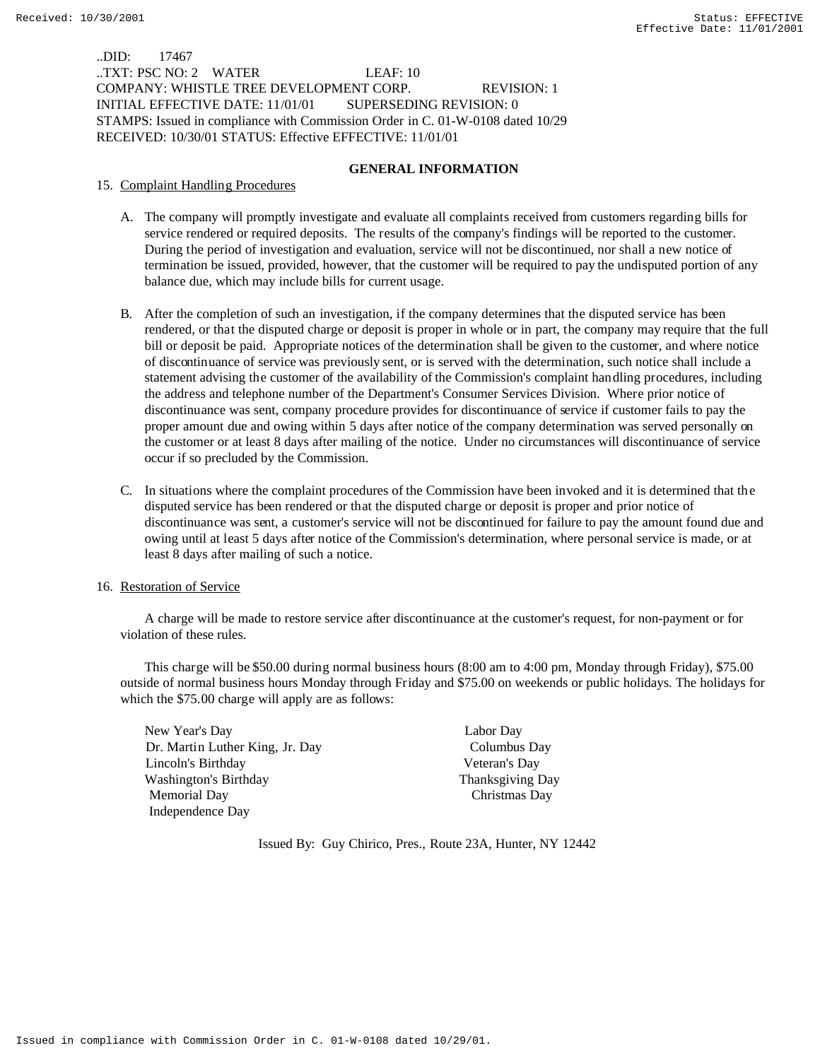..DID: 17467
..TXT: PSC NO: 2 WATER LEAF: 10
COMPANY: WHISTLE TREE DEVELOPMENT CORP. REVISION: 1
INITIAL EFFECTIVE DATE: 11/01/01 SUPERSEDING REVISION: 0
STAMPS: Issued in compliance with Commission Order in C. 01-W-0108 dated 10/29
RECEIVED: 10/30/01 STATUS: Effective EFFECTIVE: 11/01/01

## GENERAL INFORMATION

15. Complaint Handling Procedures

A. The company will promptly investigate and evaluate all complaints received from customers regarding bills for service rendered or required deposits. The results of the company's findings will be reported to the customer. During the period of investigation and evaluation, service will not be discontinued, nor shall a new notice of termination be issued, provided, however, that the customer will be required to pay the undisputed portion of any balance due, which may include bills for current usage.

B. After the completion of such an investigation, if the company determines that the disputed service has been rendered, or that the disputed charge or deposit is proper in whole or in part, the company may require that the full bill or deposit be paid. Appropriate notices of the determination shall be given to the customer, and where notice of discontinuance of service was previously sent, or is served with the determination, such notice shall include a statement advising the customer of the availability of the Commission's complaint handling procedures, including the address and telephone number of the Department's Consumer Services Division. Where prior notice of discontinuance was sent, company procedure provides for discontinuance of service if customer fails to pay the proper amount due and owing within 5 days after notice of the company determination was served personally on the customer or at least 8 days after mailing of the notice. Under no circumstances will discontinuance of service occur if so precluded by the Commission.

C. In situations where the complaint procedures of the Commission have been invoked and it is determined that the disputed service has been rendered or that the disputed charge or deposit is proper and prior notice of discontinuance was sent, a customer's service will not be discontinued for failure to pay the amount found due and owing until at least 5 days after notice of the Commission's determination, where personal service is made, or at least 8 days after mailing of such a notice.

16. Restoration of Service

A charge will be made to restore service after discontinuance at the customer's request, for non-payment or for violation of these rules.

This charge will be $50.00 during normal business hours (8:00 am to 4:00 pm, Monday through Friday), $75.00 outside of normal business hours Monday through Friday and $75.00 on weekends or public holidays. The holidays for which the $75.00 charge will apply are as follows:

| | |
|---|---|
| New Year's Day | Labor Day |
| Dr. Martin Luther King, Jr. Day | Columbus Day |
| Lincoln's Birthday | Veteran's Day |
| Washington's Birthday | Thanksgiving Day |
| Memorial Day | Christmas Day |
| Independence Day | |

Issued By: Guy Chirico, Pres., Route 23A, Hunter, NY 12442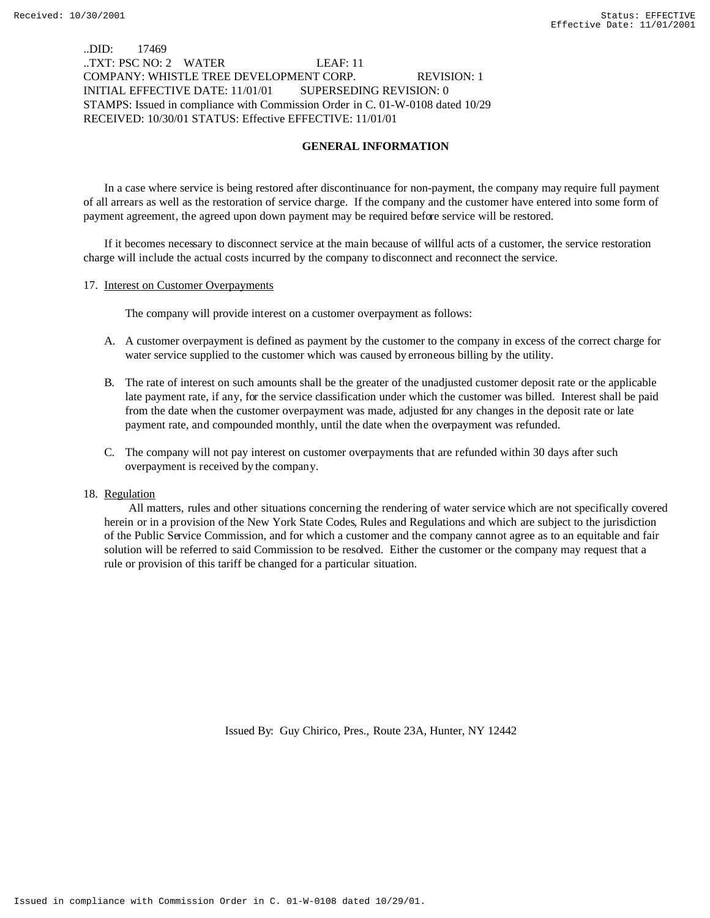..DID: 17469
..TXT: PSC NO: 2 WATER LEAF: 11
COMPANY: WHISTLE TREE DEVELOPMENT CORP. REVISION: 1
INITIAL EFFECTIVE DATE: 11/01/01 SUPERSEDING REVISION: 0
STAMPS: Issued in compliance with Commission Order in C. 01-W-0108 dated 10/29
RECEIVED: 10/30/01 STATUS: Effective EFFECTIVE: 11/01/01

## GENERAL INFORMATION

In a case where service is being restored after discontinuance for non-payment, the company may require full payment of all arrears as well as the restoration of service charge. If the company and the customer have entered into some form of payment agreement, the agreed upon down payment may be required before service will be restored.

If it becomes necessary to disconnect service at the main because of willful acts of a customer, the service restoration charge will include the actual costs incurred by the company to disconnect and reconnect the service.

17. Interest on Customer Overpayments

The company will provide interest on a customer overpayment as follows:

A. A customer overpayment is defined as payment by the customer to the company in excess of the correct charge for water service supplied to the customer which was caused by erroneous billing by the utility.

B. The rate of interest on such amounts shall be the greater of the unadjusted customer deposit rate or the applicable late payment rate, if any, for the service classification under which the customer was billed. Interest shall be paid from the date when the customer overpayment was made, adjusted for any changes in the deposit rate or late payment rate, and compounded monthly, until the date when the overpayment was refunded.

C. The company will not pay interest on customer overpayments that are refunded within 30 days after such overpayment is received by the company.

18. Regulation

All matters, rules and other situations concerning the rendering of water service which are not specifically covered herein or in a provision of the New York State Codes, Rules and Regulations and which are subject to the jurisdiction of the Public Service Commission, and for which a customer and the company cannot agree as to an equitable and fair solution will be referred to said Commission to be resolved. Either the customer or the company may request that a rule or provision of this tariff be changed for a particular situation.

Issued By: Guy Chirico, Pres., Route 23A, Hunter, NY 12442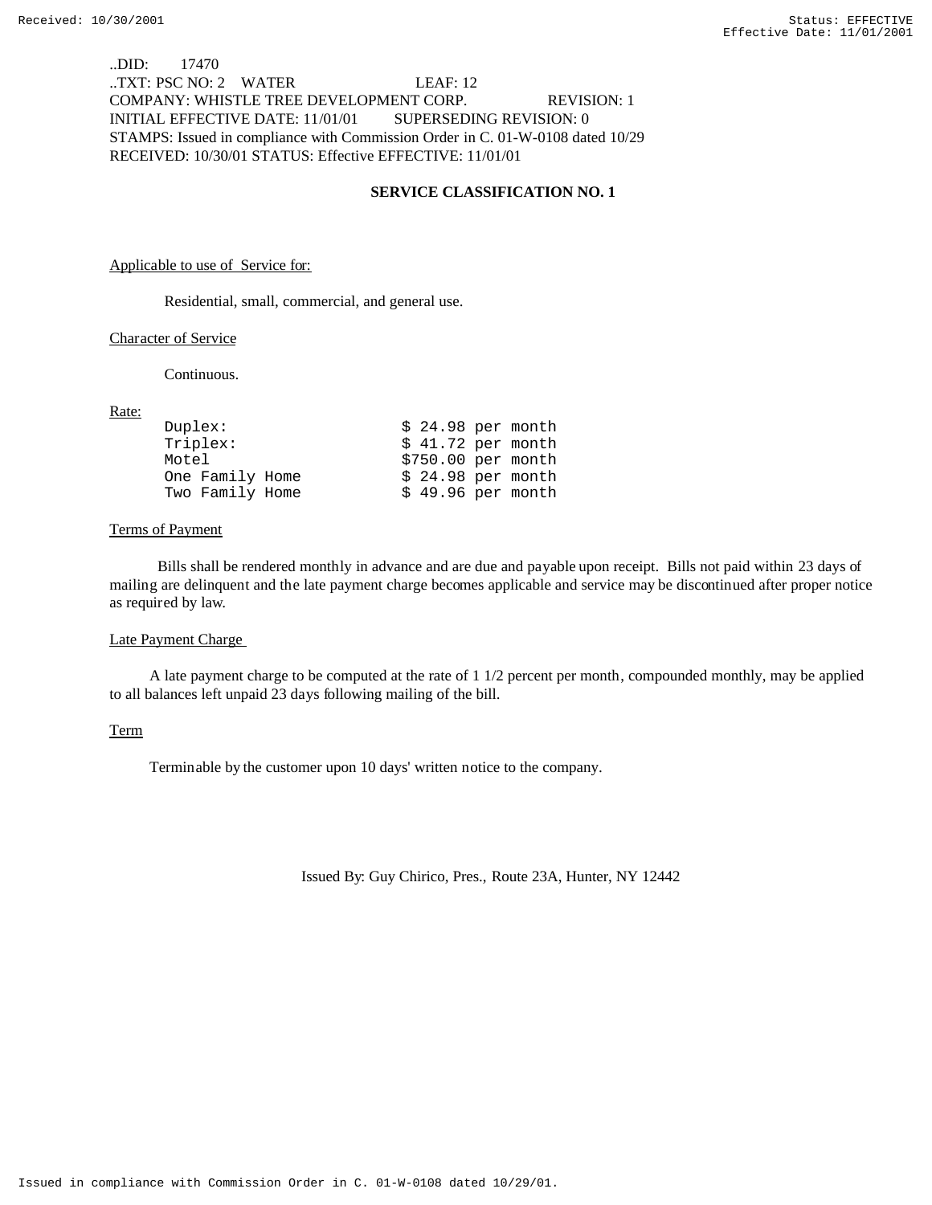..DID: 17470
..TXT: PSC NO: 2 WATER LEAF: 12
COMPANY: WHISTLE TREE DEVELOPMENT CORP. REVISION: 1
INITIAL EFFECTIVE DATE: 11/01/01 SUPERSEDING REVISION: 0
STAMPS: Issued in compliance with Commission Order in C. 01-W-0108 dated 10/29
RECEIVED: 10/30/01 STATUS: Effective EFFECTIVE: 11/01/01

**SERVICE CLASSIFICATION NO. 1**

Applicable to use of Service for:

Residential, small, commercial, and general use.

Character of Service

Continuous.

Rate:

| | |
|---|---|
| Duplex: | $ 24.98 per month |
| Triplex: | $ 41.72 per month |
| Motel | $750.00 per month |
| One Family Home | $ 24.98 per month |
| Two Family Home | $ 49.96 per month |

Terms of Payment

Bills shall be rendered monthly in advance and are due and payable upon receipt. Bills not paid within 23 days of mailing are delinquent and the late payment charge becomes applicable and service may be discontinued after proper notice as required by law.

Late Payment Charge

A late payment charge to be computed at the rate of 1 1/2 percent per month, compounded monthly, may be applied to all balances left unpaid 23 days following mailing of the bill.

Term

Terminable by the customer upon 10 days' written notice to the company.

Issued By: Guy Chirico, Pres., Route 23A, Hunter, NY 12442